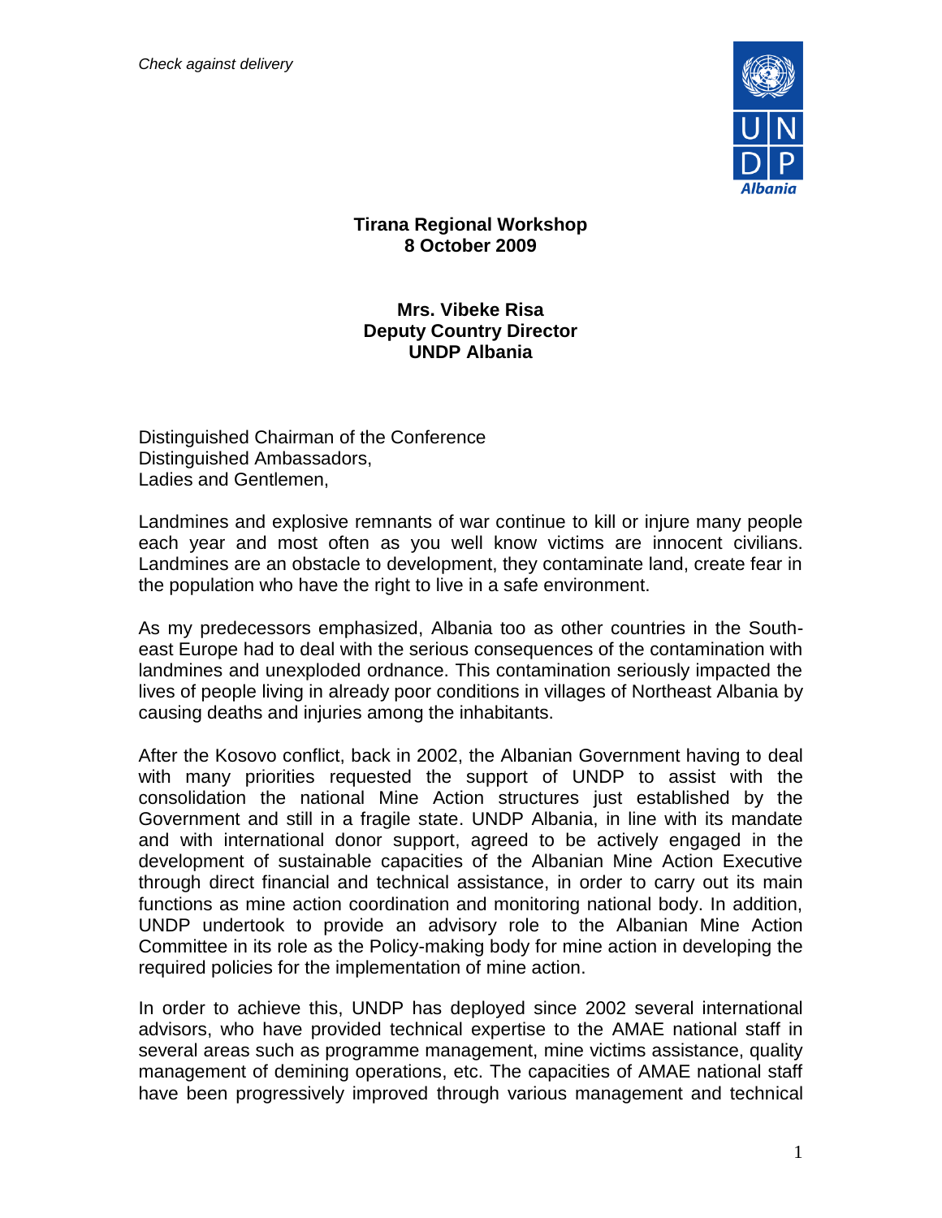*Check against delivery*

**Tirana Regional Workshop**
**8 October 2009**

**Mrs. Vibeke Risa**
**Deputy Country Director**
**UNDP Albania**

Distinguished Chairman of the Conference
Distinguished Ambassadors,
Ladies and Gentlemen,

Landmines and explosive remnants of war continue to kill or injure many people each year and most often as you well know victims are innocent civilians. Landmines are an obstacle to development, they contaminate land, create fear in the population who have the right to live in a safe environment.

As my predecessors emphasized, Albania too as other countries in the South-east Europe had to deal with the serious consequences of the contamination with landmines and unexploded ordnance. This contamination seriously impacted the lives of people living in already poor conditions in villages of Northeast Albania by causing deaths and injuries among the inhabitants.

After the Kosovo conflict, back in 2002, the Albanian Government having to deal with many priorities requested the support of UNDP to assist with the consolidation the national Mine Action structures just established by the Government and still in a fragile state. UNDP Albania, in line with its mandate and with international donor support, agreed to be actively engaged in the development of sustainable capacities of the Albanian Mine Action Executive through direct financial and technical assistance, in order to carry out its main functions as mine action coordination and monitoring national body. In addition, UNDP undertook to provide an advisory role to the Albanian Mine Action Committee in its role as the Policy-making body for mine action in developing the required policies for the implementation of mine action.

In order to achieve this, UNDP has deployed since 2002 several international advisors, who have provided technical expertise to the AMAE national staff in several areas such as programme management, mine victims assistance, quality management of demining operations, etc. The capacities of AMAE national staff have been progressively improved through various management and technical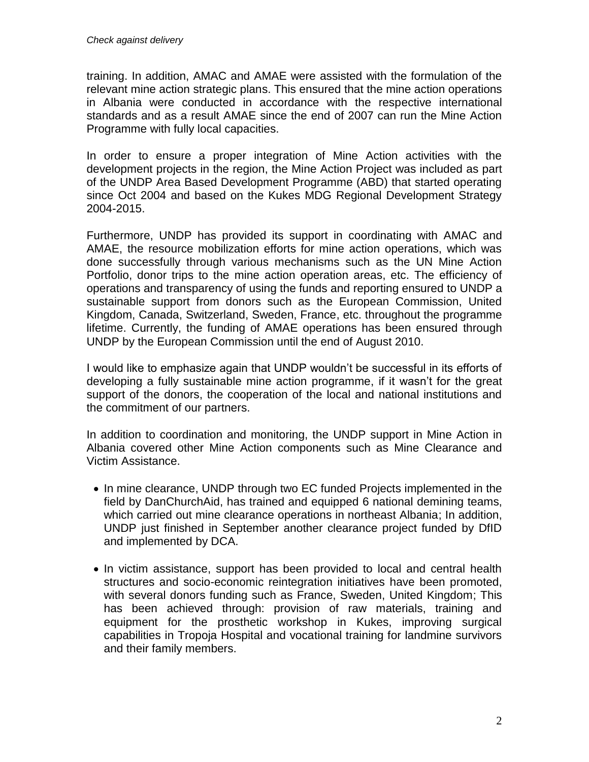*Check against delivery*

training. In addition, AMAC and AMAE were assisted with the formulation of the relevant mine action strategic plans. This ensured that the mine action operations in Albania were conducted in accordance with the respective international standards and as a result AMAE since the end of 2007 can run the Mine Action Programme with fully local capacities.

In order to ensure a proper integration of Mine Action activities with the development projects in the region, the Mine Action Project was included as part of the UNDP Area Based Development Programme (ABD) that started operating since Oct 2004 and based on the Kukes MDG Regional Development Strategy 2004-2015.

Furthermore, UNDP has provided its support in coordinating with AMAC and AMAE, the resource mobilization efforts for mine action operations, which was done successfully through various mechanisms such as the UN Mine Action Portfolio, donor trips to the mine action operation areas, etc. The efficiency of operations and transparency of using the funds and reporting ensured to UNDP a sustainable support from donors such as the European Commission, United Kingdom, Canada, Switzerland, Sweden, France, etc. throughout the programme lifetime. Currently, the funding of AMAE operations has been ensured through UNDP by the European Commission until the end of August 2010.

I would like to emphasize again that UNDP wouldn't be successful in its efforts of developing a fully sustainable mine action programme, if it wasn't for the great support of the donors, the cooperation of the local and national institutions and the commitment of our partners.

In addition to coordination and monitoring, the UNDP support in Mine Action in Albania covered other Mine Action components such as Mine Clearance and Victim Assistance.

- In mine clearance, UNDP through two EC funded Projects implemented in the field by DanChurchAid, has trained and equipped 6 national demining teams, which carried out mine clearance operations in northeast Albania; In addition, UNDP just finished in September another clearance project funded by DfID and implemented by DCA.

- In victim assistance, support has been provided to local and central health structures and socio-economic reintegration initiatives have been promoted, with several donors funding such as France, Sweden, United Kingdom; This has been achieved through: provision of raw materials, training and equipment for the prosthetic workshop in Kukes, improving surgical capabilities in Tropoja Hospital and vocational training for landmine survivors and their family members.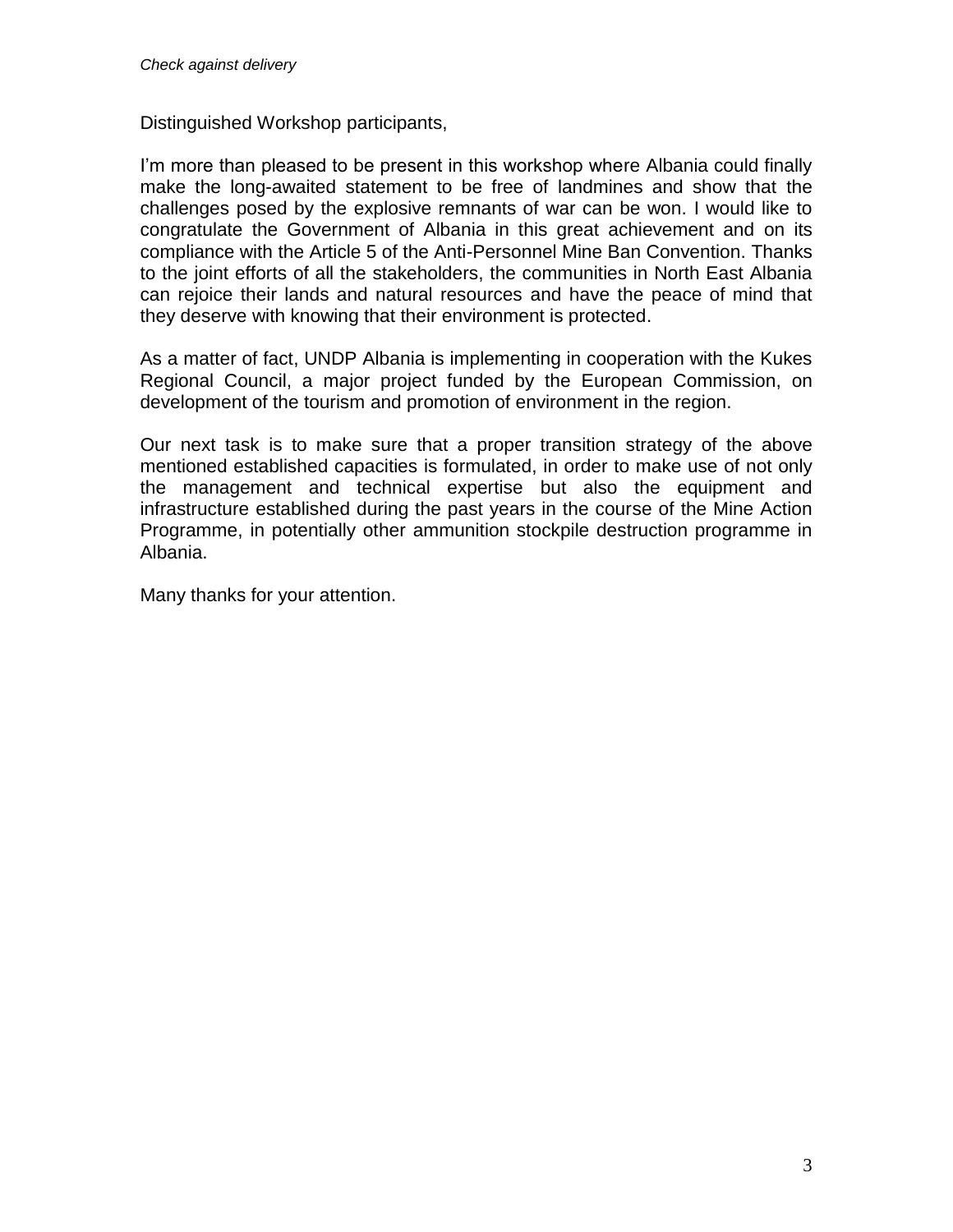*Check against delivery*

Distinguished Workshop participants,

I'm more than pleased to be present in this workshop where Albania could finally make the long-awaited statement to be free of landmines and show that the challenges posed by the explosive remnants of war can be won. I would like to congratulate the Government of Albania in this great achievement and on its compliance with the Article 5 of the Anti-Personnel Mine Ban Convention. Thanks to the joint efforts of all the stakeholders, the communities in North East Albania can rejoice their lands and natural resources and have the peace of mind that they deserve with knowing that their environment is protected.

As a matter of fact, UNDP Albania is implementing in cooperation with the Kukes Regional Council, a major project funded by the European Commission, on development of the tourism and promotion of environment in the region.

Our next task is to make sure that a proper transition strategy of the above mentioned established capacities is formulated, in order to make use of not only the management and technical expertise but also the equipment and infrastructure established during the past years in the course of the Mine Action Programme, in potentially other ammunition stockpile destruction programme in Albania.

Many thanks for your attention.